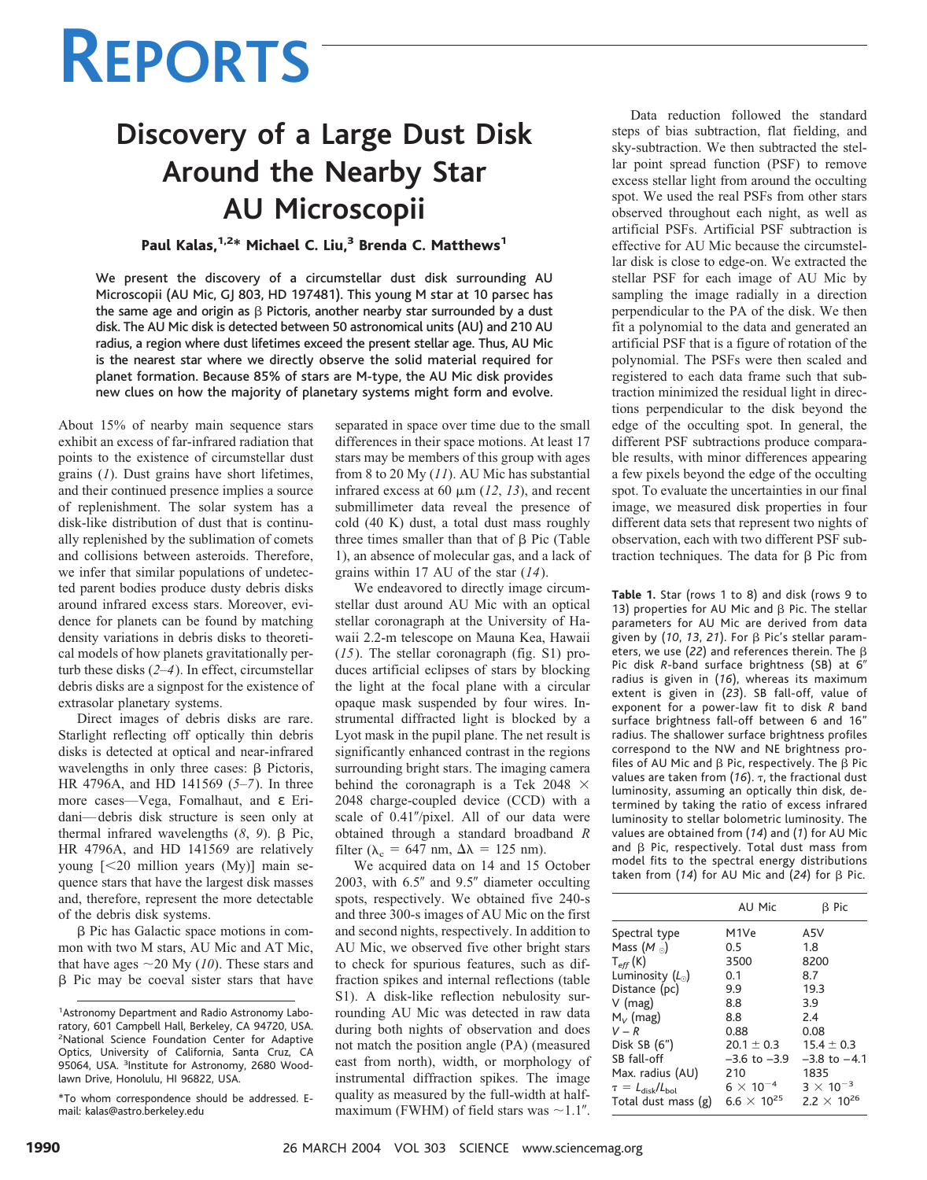# REPORTS

## Discovery of a Large Dust Disk Around the Nearby Star AU Microscopii

**Paul Kalas,[1,2]* Michael C. Liu,[3] Brenda C. Matthews[1]**

**We present the discovery of a circumstellar dust disk surrounding AU Microscopii (AU Mic, GJ 803, HD 197481). This young M star at 10 parsec has the same age and origin as β Pictoris, another nearby star surrounded by a dust disk. The AU Mic disk is detected between 50 astronomical units (AU) and 210 AU radius, a region where dust lifetimes exceed the present stellar age. Thus, AU Mic is the nearest star where we directly observe the solid material required for planet formation. Because 85% of stars are M-type, the AU Mic disk provides new clues on how the majority of planetary systems might form and evolve.**

About 15% of nearby main sequence stars exhibit an excess of far-infrared radiation that points to the existence of circumstellar dust grains (*1*). Dust grains have short lifetimes, and their continued presence implies a source of replenishment. The solar system has a disk-like distribution of dust that is continually replenished by the sublimation of comets and collisions between asteroids. Therefore, we infer that similar populations of undetected parent bodies produce dusty debris disks around infrared excess stars. Moreover, evidence for planets can be found by matching density variations in debris disks to theoretical models of how planets gravitationally perturb these disks (*2–4*). In effect, circumstellar debris disks are a signpost for the existence of extrasolar planetary systems.

Direct images of debris disks are rare. Starlight reflecting off optically thin debris disks is detected at optical and near-infrared wavelengths in only three cases: β Pictoris, HR 4796A, and HD 141569 (*5–7*). In three more cases—Vega, Fomalhaut, and ε Eridani—debris disk structure is seen only at thermal infrared wavelengths (*8*, *9*). β Pic, HR 4796A, and HD 141569 are relatively young [<20 million years (My)] main sequence stars that have the largest disk masses and, therefore, represent the more detectable of the debris disk systems.

β Pic has Galactic space motions in common with two M stars, AU Mic and AT Mic, that have ages ~20 My (*10*). These stars and β Pic may be coeval sister stars that have separated in space over time due to the small differences in their space motions. At least 17 stars may be members of this group with ages from 8 to 20 My (*11*). AU Mic has substantial infrared excess at 60 μm (*12*, *13*), and recent submillimeter data reveal the presence of cold (40 K) dust, a total dust mass roughly three times smaller than that of β Pic (Table 1), an absence of molecular gas, and a lack of grains within 17 AU of the star (*14*).

We endeavored to directly image circumstellar dust around AU Mic with an optical stellar coronagraph at the University of Hawaii 2.2-m telescope on Mauna Kea, Hawaii (*15*). The stellar coronagraph (fig. S1) produces artificial eclipses of stars by blocking the light at the focal plane with a circular opaque mask suspended by four wires. Instrumental diffracted light is blocked by a Lyot mask in the pupil plane. The net result is significantly enhanced contrast in the regions surrounding bright stars. The imaging camera behind the coronagraph is a Tek 2048 × 2048 charge-coupled device (CCD) with a scale of 0.41″/pixel. All of our data were obtained through a standard broadband *R* filter ($\lambda_c$ = 647 nm, $\Delta\lambda$ = 125 nm).

We acquired data on 14 and 15 October 2003, with 6.5″ and 9.5″ diameter occulting spots, respectively. We obtained five 240-s and three 300-s images of AU Mic on the first and second nights, respectively. In addition to AU Mic, we observed five other bright stars to check for spurious features, such as diffraction spikes and internal reflections (table S1). A disk-like reflection nebulosity surrounding AU Mic was detected in raw data during both nights of observation and does not match the position angle (PA) (measured east from north), width, or morphology of instrumental diffraction spikes. The image quality as measured by the full-width at half-maximum (FWHM) of field stars was ~1.1″.

Data reduction followed the standard steps of bias subtraction, flat fielding, and sky-subtraction. We then subtracted the stellar point spread function (PSF) to remove excess stellar light from around the occulting spot. We used the real PSFs from other stars observed throughout each night, as well as artificial PSFs. Artificial PSF subtraction is effective for AU Mic because the circumstellar disk is close to edge-on. We extracted the stellar PSF for each image of AU Mic by sampling the image radially in a direction perpendicular to the PA of the disk. We then fit a polynomial to the data and generated an artificial PSF that is a figure of rotation of the polynomial. The PSFs were then scaled and registered to each data frame such that subtraction minimized the residual light in directions perpendicular to the disk beyond the edge of the occulting spot. In general, the different PSF subtractions produce comparable results, with minor differences appearing a few pixels beyond the edge of the occulting spot. To evaluate the uncertainties in our final image, we measured disk properties in four different data sets that represent two nights of observation, each with two different PSF subtraction techniques. The data for β Pic from

**Table 1.** Star (rows 1 to 8) and disk (rows 9 to 13) properties for AU Mic and β Pic. The stellar parameters for AU Mic are derived from data given by (*10*, *13*, *21*). For β Pic's stellar parameters, we use (*22*) and references therein. The β Pic disk *R*-band surface brightness (SB) at 6″ radius is given in (*16*), whereas its maximum extent is given in (*23*). SB fall-off, value of exponent for a power-law fit to disk *R* band surface brightness fall-off between 6 and 16″ radius. The shallower surface brightness profiles correspond to the NW and NE brightness profiles of AU Mic and β Pic, respectively. The β Pic values are taken from (*16*). τ, the fractional dust luminosity, assuming an optically thin disk, determined by taking the ratio of excess infrared luminosity to stellar bolometric luminosity. The values are obtained from (*14*) and (*1*) for AU Mic and β Pic, respectively. Total dust mass from model fits to the spectral energy distributions taken from (*14*) for AU Mic and (*24*) for β Pic.

| | AU Mic | β Pic |
|---|---|---|
| Spectral type | M1Ve | A5V |
| Mass ($M_{\odot}$) | 0.5 | 1.8 |
| $T_{eff}$ (K) | 3500 | 8200 |
| Luminosity ($L_{\odot}$) | 0.1 | 8.7 |
| Distance (pc) | 9.9 | 19.3 |
| V (mag) | 8.8 | 3.9 |
| $M_V$ (mag) | 8.8 | 2.4 |
| $V - R$ | 0.88 | 0.08 |
| Disk SB (6″) | 20.1 ± 0.3 | 15.4 ± 0.3 |
| SB fall-off | –3.6 to –3.9 | –3.8 to –4.1 |
| Max. radius (AU) | 210 | 1835 |
| $\tau = L_{disk}/L_{bol}$ | $6 \times 10^{-4}$ | $3 \times 10^{-3}$ |
| Total dust mass (g) | $6.6 \times 10^{25}$ | $2.2 \times 10^{26}$ |

[1]Astronomy Department and Radio Astronomy Laboratory, 601 Campbell Hall, Berkeley, CA 94720, USA. [2]National Science Foundation Center for Adaptive Optics, University of California, Santa Cruz, CA 95064, USA. [3]Institute for Astronomy, 2680 Woodlawn Drive, Honolulu, HI 96822, USA.

*To whom correspondence should be addressed. E-mail: kalas@astro.berkeley.edu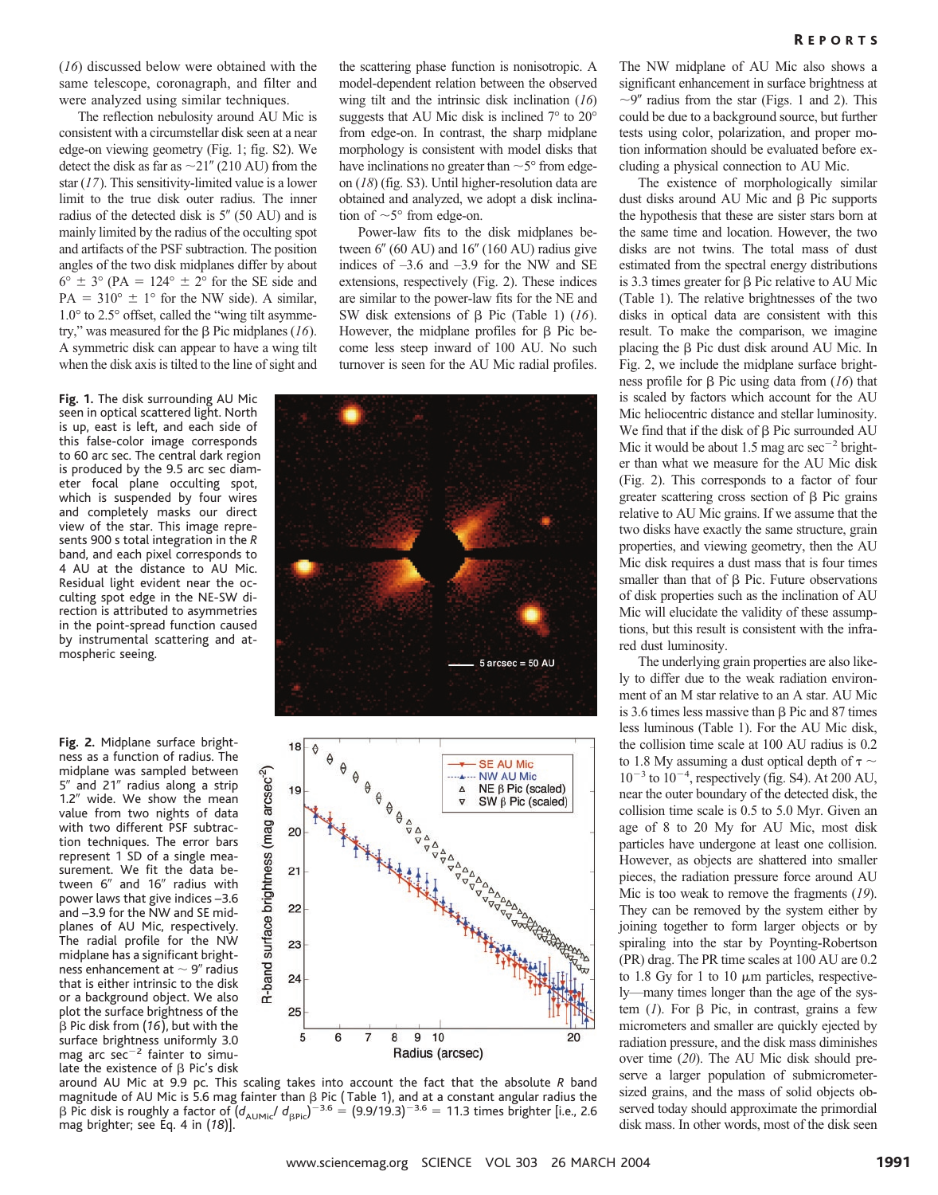(16) discussed below were obtained with the same telescope, coronagraph, and filter and were analyzed using similar techniques.

The reflection nebulosity around AU Mic is consistent with a circumstellar disk seen at a near edge-on viewing geometry (Fig. 1; fig. S2). We detect the disk as far as ~21″ (210 AU) from the star (17). This sensitivity-limited value is a lower limit to the true disk outer radius. The inner radius of the detected disk is 5″ (50 AU) and is mainly limited by the radius of the occulting spot and artifacts of the PSF subtraction. The position angles of the two disk midplanes differ by about 6° ± 3° (PA = 124° ± 2° for the SE side and PA = 310° ± 1° for the NW side). A similar, 1.0° to 2.5° offset, called the "wing tilt asymmetry," was measured for the β Pic midplanes (16). A symmetric disk can appear to have a wing tilt when the disk axis is tilted to the line of sight and the scattering phase function is nonisotropic. A model-dependent relation between the observed wing tilt and the intrinsic disk inclination (16) suggests that AU Mic disk is inclined 7° to 20° from edge-on. In contrast, the sharp midplane morphology is consistent with model disks that have inclinations no greater than ~5° from edge-on (18) (fig. S3). Until higher-resolution data are obtained and analyzed, we adopt a disk inclination of ~5° from edge-on.

Power-law fits to the disk midplanes between 6″ (60 AU) and 16″ (160 AU) radius give indices of –3.6 and –3.9 for the NW and SE extensions, respectively (Fig. 2). These indices are similar to the power-law fits for the NE and SW disk extensions of β Pic (Table 1) (16). However, the midplane profiles for β Pic become less steep inward of 100 AU. No such turnover is seen for the AU Mic radial profiles.

**Fig. 1.** The disk surrounding AU Mic seen in optical scattered light. North is up, east is left, and each side of this false-color image corresponds to 60 arc sec. The central dark region is produced by the 9.5 arc sec diameter focal plane occulting spot, which is suspended by four wires and completely masks our direct view of the star. This image represents 900 s total integration in the *R* band, and each pixel corresponds to 4 AU at the distance to AU Mic. Residual light evident near the occulting spot edge in the NE-SW direction is attributed to asymmetries in the point-spread function caused by instrumental scattering and atmospheric seeing.

**Fig. 2.** Midplane surface brightness as a function of radius. The midplane was sampled between 5″ and 21″ radius along a strip 1.2″ wide. We show the mean value from two nights of data with two different PSF subtraction techniques. The error bars represent 1 SD of a single measurement. We fit the data between 6″ and 16″ radius with power laws that give indices –3.6 and –3.9 for the NW and SE midplanes of AU Mic, respectively. The radial profile for the NW midplane has a significant brightness enhancement at ~ 9″ radius that is either intrinsic to the disk or a background object. We also plot the surface brightness of the β Pic disk from (16), but with the surface brightness uniformly 3.0 mag arc sec$^{-2}$ fainter to simulate the existence of β Pic's disk around AU Mic at 9.9 pc. This scaling takes into account the fact that the absolute *R* band magnitude of AU Mic is 5.6 mag fainter than β Pic (Table 1), and at a constant angular radius the β Pic disk is roughly a factor of $(d_{AUMic}/d_{\beta Pic})^{-3.6} = (9.9/19.3)^{-3.6} = 11.3$ times brighter [i.e., 2.6 mag brighter; see Eq. 4 in (18)].

The NW midplane of AU Mic also shows a significant enhancement in surface brightness at ~9″ radius from the star (Figs. 1 and 2). This could be due to a background source, but further tests using color, polarization, and proper motion information should be evaluated before excluding a physical connection to AU Mic.

The existence of morphologically similar dust disks around AU Mic and β Pic supports the hypothesis that these are sister stars born at the same time and location. However, the two disks are not twins. The total mass of dust estimated from the spectral energy distributions is 3.3 times greater for β Pic relative to AU Mic (Table 1). The relative brightnesses of the two disks in optical data are consistent with this result. To make the comparison, we imagine placing the β Pic dust disk around AU Mic. In Fig. 2, we include the midplane surface brightness profile for β Pic using data from (16) that is scaled by factors which account for the AU Mic heliocentric distance and stellar luminosity. We find that if the disk of β Pic surrounded AU Mic it would be about 1.5 mag arc sec$^{-2}$ brighter than what we measure for the AU Mic disk (Fig. 2). This corresponds to a factor of four greater scattering cross section of β Pic grains relative to AU Mic grains. If we assume that the two disks have exactly the same structure, grain properties, and viewing geometry, then the AU Mic disk requires a dust mass that is four times smaller than that of β Pic. Future observations of disk properties such as the inclination of AU Mic will elucidate the validity of these assumptions, but this result is consistent with the infrared dust luminosity.

The underlying grain properties are also likely to differ due to the weak radiation environment of an M star relative to an A star. AU Mic is 3.6 times less massive than β Pic and 87 times less luminous (Table 1). For the AU Mic disk, the collision time scale at 100 AU radius is 0.2 to 1.8 My assuming a dust optical depth of $\tau \sim 10^{-3}$ to $10^{-4}$, respectively (fig. S4). At 200 AU, near the outer boundary of the detected disk, the collision time scale is 0.5 to 5.0 Myr. Given an age of 8 to 20 My for AU Mic, most disk particles have undergone at least one collision. However, as objects are shattered into smaller pieces, the radiation pressure force around AU Mic is too weak to remove the fragments (19). They can be removed by the system either by joining together to form larger objects or by spiraling into the star by Poynting-Robertson (PR) drag. The PR time scales at 100 AU are 0.2 to 1.8 Gy for 1 to 10 μm particles, respectively—many times longer than the age of the system (1). For β Pic, in contrast, grains a few micrometers and smaller are quickly ejected by radiation pressure, and the disk mass diminishes over time (20). The AU Mic disk should preserve a larger population of submicrometer-sized grains, and the mass of solid objects observed today should approximate the primordial disk mass. In other words, most of the disk seen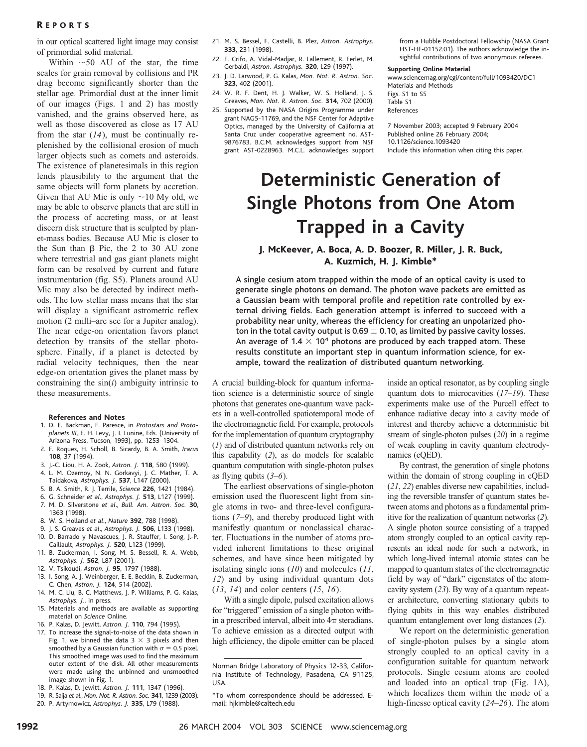in our optical scattered light image may consist of primordial solid material.

Within ~50 AU of the star, the time scales for grain removal by collisions and PR drag become significantly shorter than the stellar age. Primordial dust at the inner limit of our images (Figs. 1 and 2) has mostly vanished, and the grains observed here, as well as those discovered as close as 17 AU from the star (*14*), must be continually replenished by the collisional erosion of much larger objects such as comets and asteroids. The existence of planetesimals in this region lends plausibility to the argument that the same objects will form planets by accretion. Given that AU Mic is only ~10 My old, we may be able to observe planets that are still in the process of accreting mass, or at least discern disk structure that is sculpted by planet-mass bodies. Because AU Mic is closer to the Sun than β Pic, the 2 to 30 AU zone where terrestrial and gas giant planets might form can be resolved by current and future instrumentation (fig. S5). Planets around AU Mic may also be detected by indirect methods. The low stellar mass means that the star will display a significant astrometric reflex motion (2 milli–arc sec for a Jupiter analog). The near edge-on orientation favors planet detection by transits of the stellar photosphere. Finally, if a planet is detected by radial velocity techniques, then the near edge-on orientation gives the planet mass by constraining the sin($i$) ambiguity intrinsic to these measurements.

#### References and Notes

1. D. E. Backman, F. Paresce, in *Protostars and Protoplanets III*, E. H. Levy, J. I. Lunine, Eds. (University of Arizona Press, Tucson, 1993), pp. 1253–1304.
2. F. Roques, H. Scholl, B. Sicardy, B. A. Smith, *Icarus* **108**, 37 (1994).
3. J.-C. Liou, H. A. Zook, *Astron. J.* **118**, 580 (1999).
4. L. M. Ozernoy, N. N. Gorkavyi, J. C. Mather, T. A. Taidakova, *Astrophys. J.* **537**, L147 (2000).
5. B. A. Smith, R. J. Terrile, *Science* **226**, 1421 (1984).
6. G. Schneider *et al.*, *Astrophys. J.* **513**, L127 (1999).
7. M. D. Silverstone *et al.*, *Bull. Am. Astron. Soc.* **30**, 1363 (1998).
8. W. S. Holland *et al.*, *Nature* **392**, 788 (1998).
9. J. S. Greaves *et al.*, *Astrophys. J.* **506**, L133 (1998).
10. D. Barrado y Navascues, J. R. Stauffer, I. Song, J.-P. Caillault, *Astrophys. J.* **520**, L123 (1999).
11. B. Zuckerman, I. Song, M. S. Bessell, R. A. Webb, *Astrophys. J.* **562**, L87 (2001).
12. V. Tsikoudi, *Astron. J.* **95**, 1797 (1988).
13. I. Song, A. J. Weinberger, E. E. Becklin, B. Zuckerman, C. Chen, *Astron. J.* **124**, 514 (2002).
14. M. C. Liu, B. C. Matthews, J. P. Williams, P. G. Kalas, *Astrophys. J.*, in press.
15. Materials and methods are available as supporting material on *Science* Online.
16. P. Kalas, D. Jewitt, *Astron. J.* **110**, 794 (1995).
17. To increase the signal-to-noise of the data shown in Fig. 1, we binned the data 3 × 3 pixels and then smoothed by a Gaussian function with $\sigma = 0.5$ pixel. This smoothed image was used to find the maximum outer extent of the disk. All other measurements were made using the unbinned and unsmoothed image shown in Fig. 1.
18. P. Kalas, D. Jewitt, *Astron. J.* **111**, 1347 (1996).
19. R. Saija *et al.*, *Mon. Not. R. Astron. Soc.* **341**, 1239 (2003).
20. P. Artymowicz, *Astrophys. J.* **335**, L79 (1988).
21. M. S. Bessel, F. Castelli, B. Plez, *Astron. Astrophys.* **333**, 231 (1998).
22. F. Crifo, A. Vidal-Madjar, R. Lallement, R. Ferlet, M. Gerbaldi, *Astron. Astrophys.* **320**, L29 (1997).
23. J. D. Larwood, P. G. Kalas, *Mon. Not. R. Astron. Soc.* **323**, 402 (2001).
24. W. R. F. Dent, H. J. Walker, W. S. Holland, J. S. Greaves, *Mon. Not. R. Astron. Soc.* **314**, 702 (2000).
25. Supported by the NASA Origins Programme under grant NAG5-11769, and the NSF Center for Adaptive Optics, managed by the University of California at Santa Cruz under cooperative agreement no. AST-9876783. B.C.M. acknowledges support from NSF grant AST-0228963. M.C.L. acknowledges support from a Hubble Postdoctoral Fellowship (NASA Grant HST-HF-01152.01). The authors acknowledge the insightful contributions of two anonymous referees.

**Supporting Online Material**
www.sciencemag.org/cgi/content/full/1093420/DC1
Materials and Methods
Figs. S1 to S5
Table S1
References

7 November 2003; accepted 9 February 2004
Published online 26 February 2004;
10.1126/science.1093420
Include this information when citing this paper.

# Deterministic Generation of Single Photons from One Atom Trapped in a Cavity

**J. McKeever, A. Boca, A. D. Boozer, R. Miller, J. R. Buck, A. Kuzmich, H. J. Kimble***

A single cesium atom trapped within the mode of an optical cavity is used to generate single photons on demand. The photon wave packets are emitted as a Gaussian beam with temporal profile and repetition rate controlled by external driving fields. Each generation attempt is inferred to succeed with a probability near unity, whereas the efficiency for creating an unpolarized photon in the total cavity output is 0.69 ± 0.10, as limited by passive cavity losses. An average of $1.4 \times 10^4$ photons are produced by each trapped atom. These results constitute an important step in quantum information science, for example, toward the realization of distributed quantum networking.

A crucial building-block for quantum information science is a deterministic source of single photons that generates one-quantum wave packets in a well-controlled spatiotemporal mode of the electromagnetic field. For example, protocols for the implementation of quantum cryptography (*1*) and of distributed quantum networks rely on this capability (*2*), as do models for scalable quantum computation with single-photon pulses as flying qubits (*3*–*6*).

The earliest observations of single-photon emission used the fluorescent light from single atoms in two- and three-level configurations (*7*–*9*), and thereby produced light with manifestly quantum or nonclassical character. Fluctuations in the number of atoms provided inherent limitations to these original schemes, and have since been mitigated by isolating single ions (*10*) and molecules (*11*, *12*) and by using individual quantum dots (*13*, *14*) and color centers (*15*, *16*).

With a single dipole, pulsed excitation allows for "triggered" emission of a single photon within a prescribed interval, albeit into 4π steradians. To achieve emission as a directed output with high efficiency, the dipole emitter can be placed inside an optical resonator, as by coupling single quantum dots to microcavities (*17*–*19*). These experiments make use of the Purcell effect to enhance radiative decay into a cavity mode of interest and thereby achieve a deterministic bit stream of single-photon pulses (*20*) in a regime of weak coupling in cavity quantum electrodynamics (cQED).

By contrast, the generation of single photons within the domain of strong coupling in cQED (*21*, *22*) enables diverse new capabilities, including the reversible transfer of quantum states between atoms and photons as a fundamental primitive for the realization of quantum networks (*2*). A single photon source consisting of a trapped atom strongly coupled to an optical cavity represents an ideal node for such a network, in which long-lived internal atomic states can be mapped to quantum states of the electromagnetic field by way of "dark" eigenstates of the atom-cavity system (*23*). By way of a quantum repeater architecture, converting stationary qubits to flying qubits in this way enables distributed quantum entanglement over long distances (*2*).

We report on the deterministic generation of single-photon pulses by a single atom strongly coupled to an optical cavity in a configuration suitable for quantum network protocols. Single cesium atoms are cooled and loaded into an optical trap (Fig. 1A), which localizes them within the mode of a high-finesse optical cavity (*24*–*26*). The atom

Norman Bridge Laboratory of Physics 12-33, California Institute of Technology, Pasadena, CA 91125, USA.

*To whom correspondence should be addressed. E-mail: hjkimble@caltech.edu